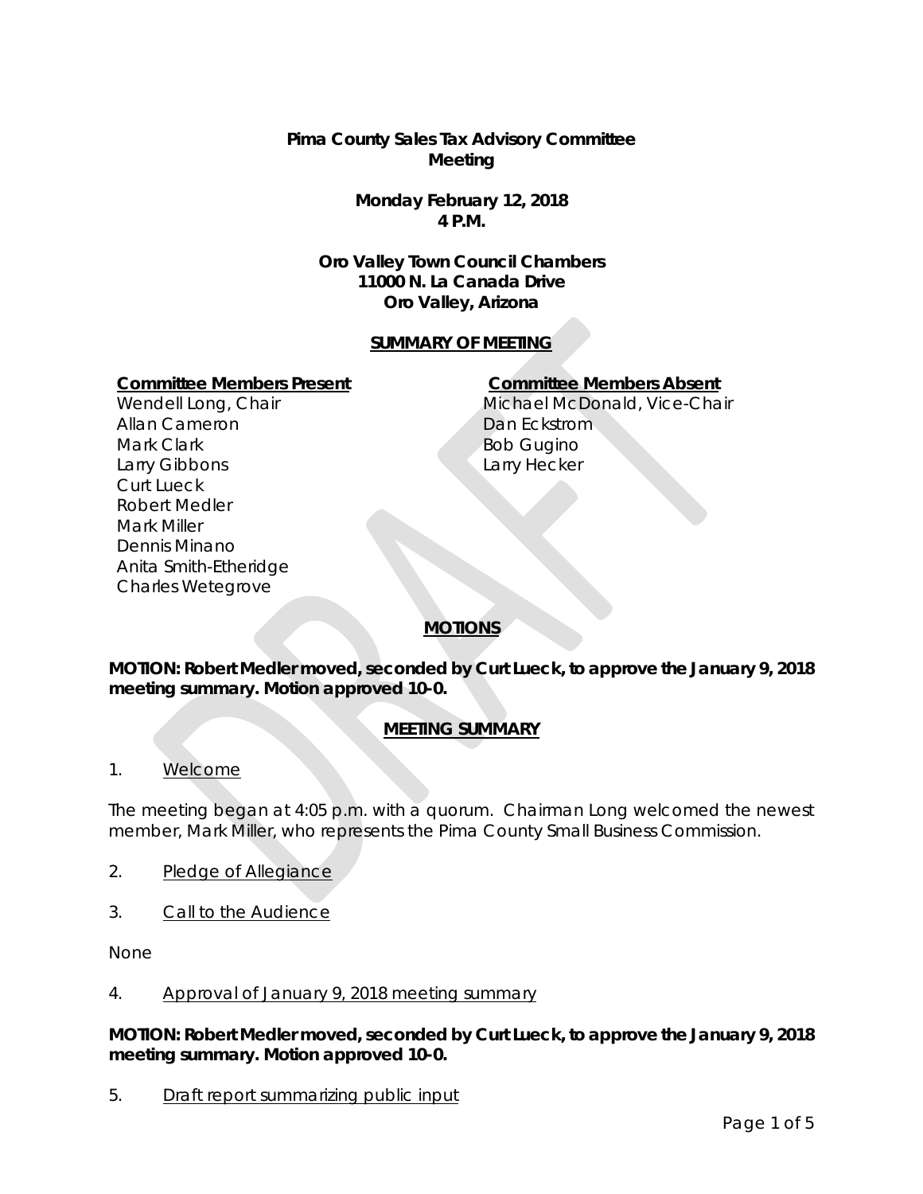**Pima County Sales Tax Advisory Committee Meeting**

**Monday February 12, 2018**
**4 P.M.**

**Oro Valley Town Council Chambers**
**11000 N. La Canada Drive**
**Oro Valley, Arizona**

## SUMMARY OF MEETING

**Committee Members Present**

Wendell Long, Chair
Allan Cameron
Mark Clark
Larry Gibbons
Curt Lueck
Robert Medler
Mark Miller
Dennis Minano
Anita Smith-Etheridge
Charles Wetegrove

**Committee Members Absent**

Michael McDonald, Vice-Chair
Dan Eckstrom
Bob Gugino
Larry Hecker

## MOTIONS

**MOTION: Robert Medler moved, seconded by Curt Lueck, to approve the January 9, 2018 meeting summary. Motion approved 10-0.**

## MEETING SUMMARY

1. Welcome

The meeting began at 4:05 p.m. with a quorum. Chairman Long welcomed the newest member, Mark Miller, who represents the Pima County Small Business Commission.

2. Pledge of Allegiance

3. Call to the Audience

None

4. Approval of January 9, 2018 meeting summary

**MOTION: Robert Medler moved, seconded by Curt Lueck, to approve the January 9, 2018 meeting summary. Motion approved 10-0.**

5. Draft report summarizing public input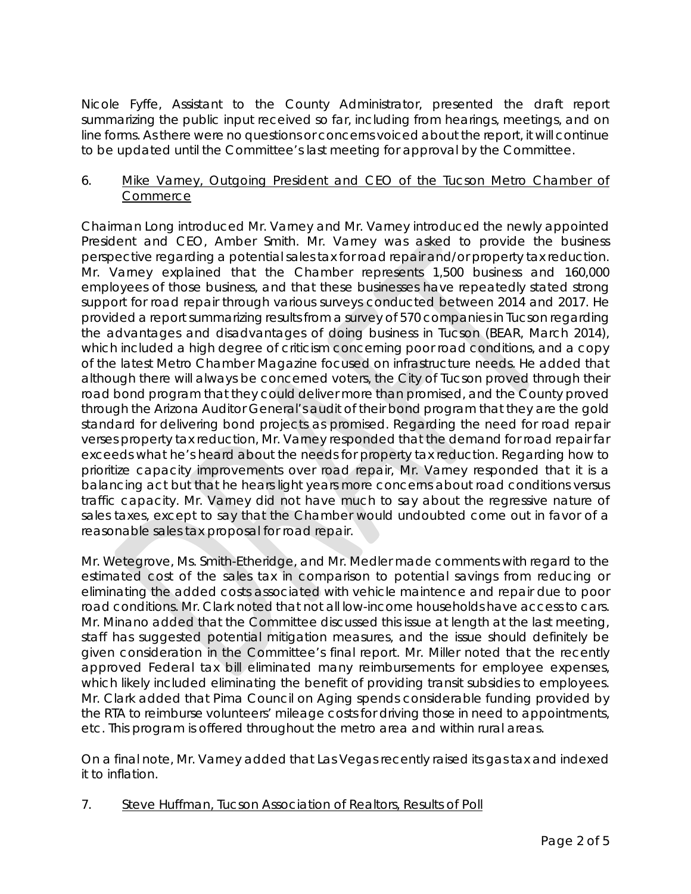Nicole Fyffe, Assistant to the County Administrator, presented the draft report summarizing the public input received so far, including from hearings, meetings, and on line forms. As there were no questions or concerns voiced about the report, it will continue to be updated until the Committee's last meeting for approval by the Committee.

6. Mike Varney, Outgoing President and CEO of the Tucson Metro Chamber of Commerce

Chairman Long introduced Mr. Varney and Mr. Varney introduced the newly appointed President and CEO, Amber Smith. Mr. Varney was asked to provide the business perspective regarding a potential sales tax for road repair and/or property tax reduction. Mr. Varney explained that the Chamber represents 1,500 business and 160,000 employees of those business, and that these businesses have repeatedly stated strong support for road repair through various surveys conducted between 2014 and 2017. He provided a report summarizing results from a survey of 570 companies in Tucson regarding the advantages and disadvantages of doing business in Tucson (BEAR, March 2014), which included a high degree of criticism concerning poor road conditions, and a copy of the latest Metro Chamber Magazine focused on infrastructure needs. He added that although there will always be concerned voters, the City of Tucson proved through their road bond program that they could deliver more than promised, and the County proved through the Arizona Auditor General's audit of their bond program that they are the gold standard for delivering bond projects as promised. Regarding the need for road repair verses property tax reduction, Mr. Varney responded that the demand for road repair far exceeds what he's heard about the needs for property tax reduction. Regarding how to prioritize capacity improvements over road repair, Mr. Varney responded that it is a balancing act but that he hears light years more concerns about road conditions versus traffic capacity. Mr. Varney did not have much to say about the regressive nature of sales taxes, except to say that the Chamber would undoubted come out in favor of a reasonable sales tax proposal for road repair.

Mr. Wetegrove, Ms. Smith-Etheridge, and Mr. Medler made comments with regard to the estimated cost of the sales tax in comparison to potential savings from reducing or eliminating the added costs associated with vehicle maintence and repair due to poor road conditions. Mr. Clark noted that not all low-income households have access to cars. Mr. Minano added that the Committee discussed this issue at length at the last meeting, staff has suggested potential mitigation measures, and the issue should definitely be given consideration in the Committee's final report. Mr. Miller noted that the recently approved Federal tax bill eliminated many reimbursements for employee expenses, which likely included eliminating the benefit of providing transit subsidies to employees. Mr. Clark added that Pima Council on Aging spends considerable funding provided by the RTA to reimburse volunteers' mileage costs for driving those in need to appointments, etc. This program is offered throughout the metro area and within rural areas.

On a final note, Mr. Varney added that Las Vegas recently raised its gas tax and indexed it to inflation.

7. Steve Huffman, Tucson Association of Realtors, Results of Poll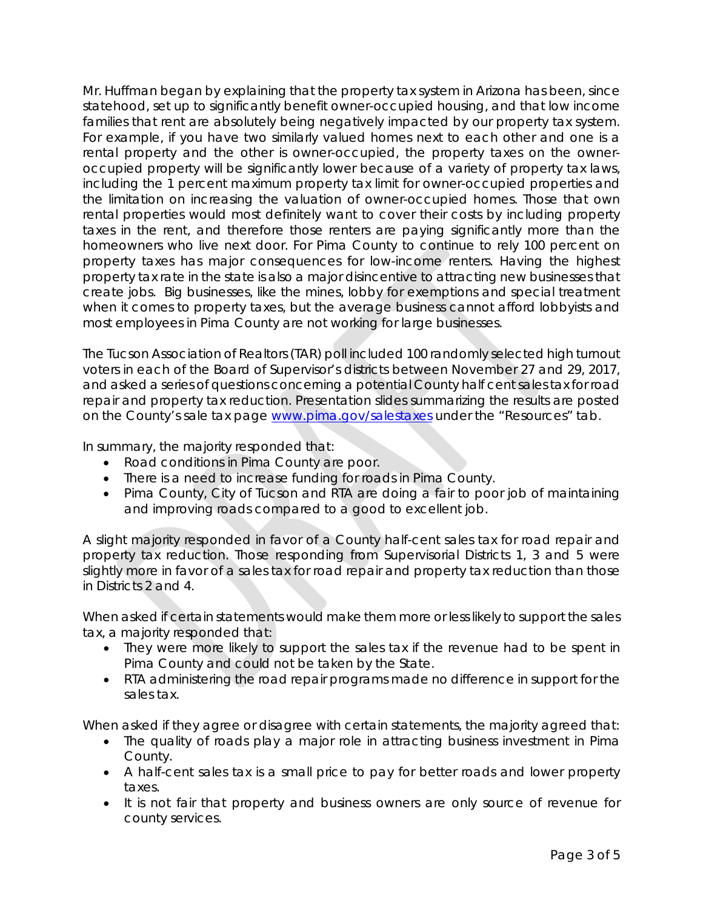Mr. Huffman began by explaining that the property tax system in Arizona has been, since statehood, set up to significantly benefit owner-occupied housing, and that low income families that rent are absolutely being negatively impacted by our property tax system. For example, if you have two similarly valued homes next to each other and one is a rental property and the other is owner-occupied, the property taxes on the owner-occupied property will be significantly lower because of a variety of property tax laws, including the 1 percent maximum property tax limit for owner-occupied properties and the limitation on increasing the valuation of owner-occupied homes. Those that own rental properties would most definitely want to cover their costs by including property taxes in the rent, and therefore those renters are paying significantly more than the homeowners who live next door. For Pima County to continue to rely 100 percent on property taxes has major consequences for low-income renters. Having the highest property tax rate in the state is also a major disincentive to attracting new businesses that create jobs. Big businesses, like the mines, lobby for exemptions and special treatment when it comes to property taxes, but the average business cannot afford lobbyists and most employees in Pima County are not working for large businesses.

The Tucson Association of Realtors (TAR) poll included 100 randomly selected high turnout voters in each of the Board of Supervisor's districts between November 27 and 29, 2017, and asked a series of questions concerning a potential County half cent sales tax for road repair and property tax reduction. Presentation slides summarizing the results are posted on the County's sale tax page [www.pima.gov/salestaxes](http://www.pima.gov/salestaxes) under the "Resources" tab.

In summary, the majority responded that:

- Road conditions in Pima County are poor.
- There is a need to increase funding for roads in Pima County.
- Pima County, City of Tucson and RTA are doing a fair to poor job of maintaining and improving roads compared to a good to excellent job.

A slight majority responded in favor of a County half-cent sales tax for road repair and property tax reduction. Those responding from Supervisorial Districts 1, 3 and 5 were slightly more in favor of a sales tax for road repair and property tax reduction than those in Districts 2 and 4.

When asked if certain statements would make them more or less likely to support the sales tax, a majority responded that:

- They were more likely to support the sales tax if the revenue had to be spent in Pima County and could not be taken by the State.
- RTA administering the road repair programs made no difference in support for the sales tax.

When asked if they agree or disagree with certain statements, the majority agreed that:

- The quality of roads play a major role in attracting business investment in Pima County.
- A half-cent sales tax is a small price to pay for better roads and lower property taxes.
- It is not fair that property and business owners are only source of revenue for county services.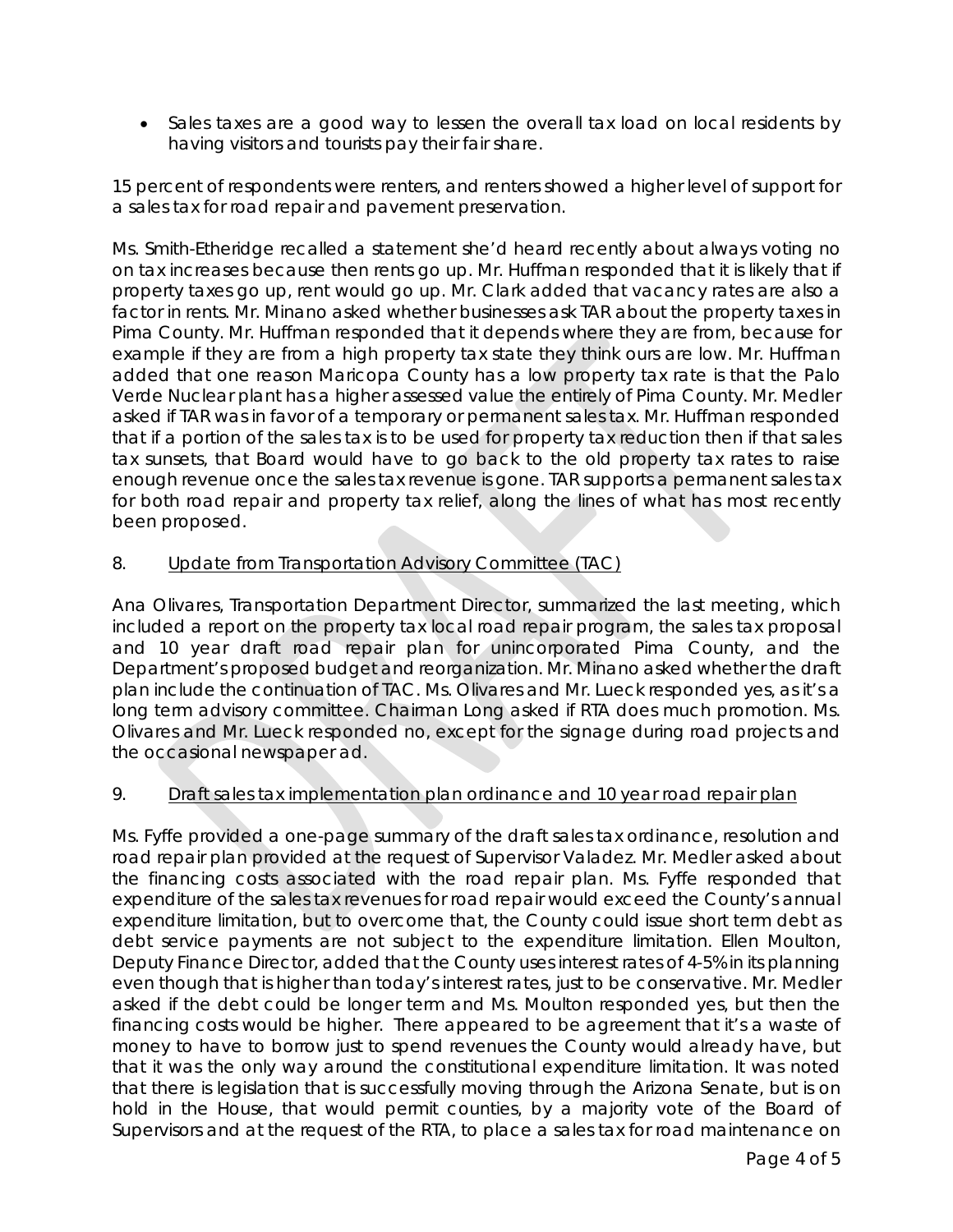- Sales taxes are a good way to lessen the overall tax load on local residents by having visitors and tourists pay their fair share.

15 percent of respondents were renters, and renters showed a higher level of support for a sales tax for road repair and pavement preservation.

Ms. Smith-Etheridge recalled a statement she'd heard recently about always voting no on tax increases because then rents go up. Mr. Huffman responded that it is likely that if property taxes go up, rent would go up. Mr. Clark added that vacancy rates are also a factor in rents. Mr. Minano asked whether businesses ask TAR about the property taxes in Pima County. Mr. Huffman responded that it depends where they are from, because for example if they are from a high property tax state they think ours are low. Mr. Huffman added that one reason Maricopa County has a low property tax rate is that the Palo Verde Nuclear plant has a higher assessed value the entirely of Pima County. Mr. Medler asked if TAR was in favor of a temporary or permanent sales tax. Mr. Huffman responded that if a portion of the sales tax is to be used for property tax reduction then if that sales tax sunsets, that Board would have to go back to the old property tax rates to raise enough revenue once the sales tax revenue is gone. TAR supports a permanent sales tax for both road repair and property tax relief, along the lines of what has most recently been proposed.

8. <u>Update from Transportation Advisory Committee (TAC)</u>

Ana Olivares, Transportation Department Director, summarized the last meeting, which included a report on the property tax local road repair program, the sales tax proposal and 10 year draft road repair plan for unincorporated Pima County, and the Department's proposed budget and reorganization. Mr. Minano asked whether the draft plan include the continuation of TAC. Ms. Olivares and Mr. Lueck responded yes, as it's a long term advisory committee. Chairman Long asked if RTA does much promotion. Ms. Olivares and Mr. Lueck responded no, except for the signage during road projects and the occasional newspaper ad.

9. <u>Draft sales tax implementation plan ordinance and 10 year road repair plan</u>

Ms. Fyffe provided a one-page summary of the draft sales tax ordinance, resolution and road repair plan provided at the request of Supervisor Valadez. Mr. Medler asked about the financing costs associated with the road repair plan. Ms. Fyffe responded that expenditure of the sales tax revenues for road repair would exceed the County's annual expenditure limitation, but to overcome that, the County could issue short term debt as debt service payments are not subject to the expenditure limitation. Ellen Moulton, Deputy Finance Director, added that the County uses interest rates of 4-5% in its planning even though that is higher than today's interest rates, just to be conservative. Mr. Medler asked if the debt could be longer term and Ms. Moulton responded yes, but then the financing costs would be higher. There appeared to be agreement that it's a waste of money to have to borrow just to spend revenues the County would already have, but that it was the only way around the constitutional expenditure limitation. It was noted that there is legislation that is successfully moving through the Arizona Senate, but is on hold in the House, that would permit counties, by a majority vote of the Board of Supervisors and at the request of the RTA, to place a sales tax for road maintenance on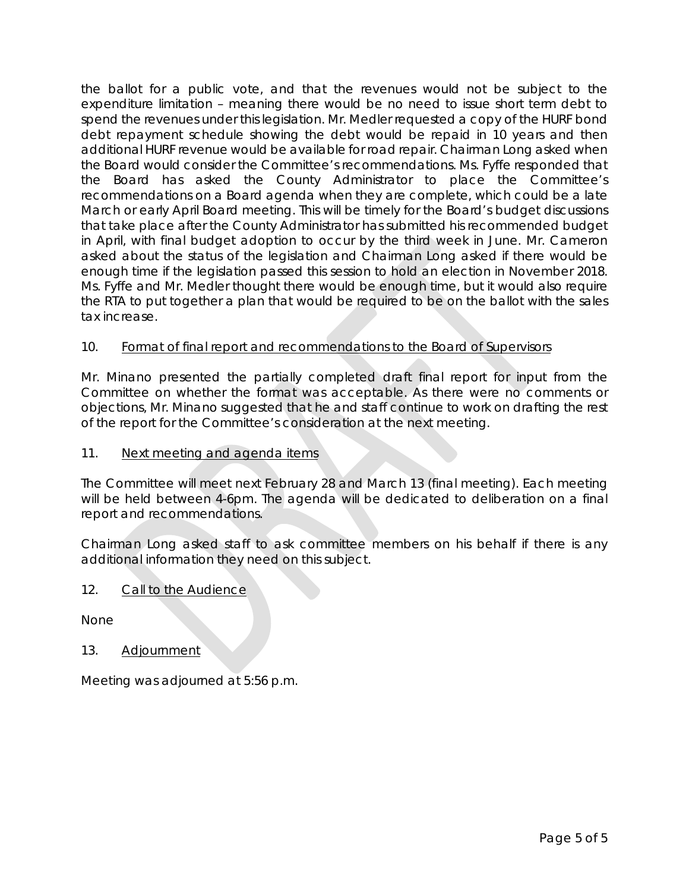the ballot for a public vote, and that the revenues would not be subject to the expenditure limitation – meaning there would be no need to issue short term debt to spend the revenues under this legislation. Mr. Medler requested a copy of the HURF bond debt repayment schedule showing the debt would be repaid in 10 years and then additional HURF revenue would be available for road repair. Chairman Long asked when the Board would consider the Committee's recommendations. Ms. Fyffe responded that the Board has asked the County Administrator to place the Committee's recommendations on a Board agenda when they are complete, which could be a late March or early April Board meeting. This will be timely for the Board's budget discussions that take place after the County Administrator has submitted his recommended budget in April, with final budget adoption to occur by the third week in June. Mr. Cameron asked about the status of the legislation and Chairman Long asked if there would be enough time if the legislation passed this session to hold an election in November 2018. Ms. Fyffe and Mr. Medler thought there would be enough time, but it would also require the RTA to put together a plan that would be required to be on the ballot with the sales tax increase.

10. Format of final report and recommendations to the Board of Supervisors

Mr. Minano presented the partially completed draft final report for input from the Committee on whether the format was acceptable. As there were no comments or objections, Mr. Minano suggested that he and staff continue to work on drafting the rest of the report for the Committee's consideration at the next meeting.

11. Next meeting and agenda items

The Committee will meet next February 28 and March 13 (final meeting). Each meeting will be held between 4-6pm. The agenda will be dedicated to deliberation on a final report and recommendations.

Chairman Long asked staff to ask committee members on his behalf if there is any additional information they need on this subject.

12. Call to the Audience

None

13. Adjournment

Meeting was adjourned at 5:56 p.m.